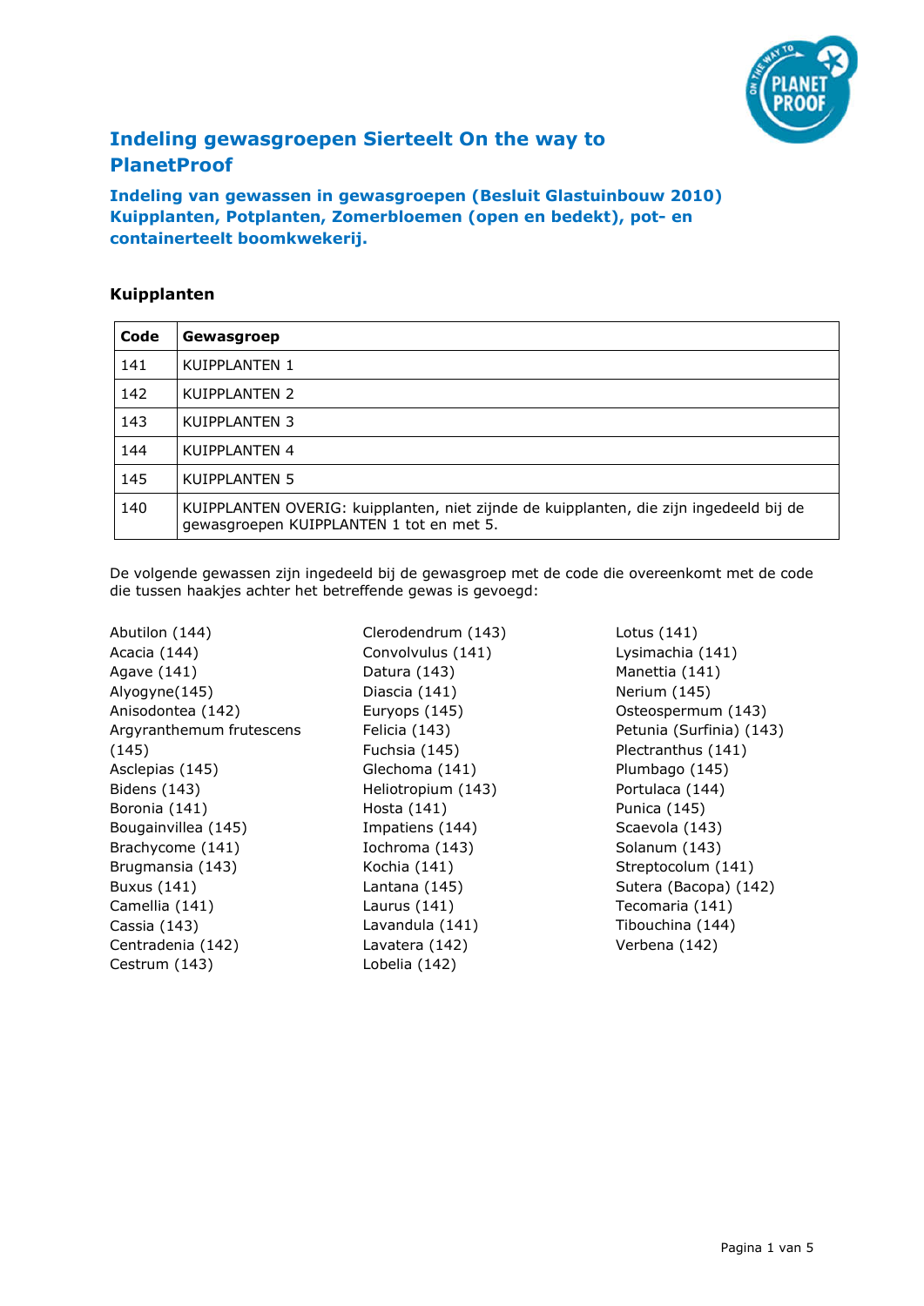# Indeling gewasgroepen Sierteelt On the way to PlanetProof

## Indeling van gewassen in gewasgroepen (Besluit Glastuinbouw 2010) Kuipplanten, Potplanten, Zomerbloemen (open en bedekt), pot- en containerteelt boomkwekerij.

### Kuipplanten

| Code | Gewasgroep |
| --- | --- |
| 141 | KUIPPLANTEN 1 |
| 142 | KUIPPLANTEN 2 |
| 143 | KUIPPLANTEN 3 |
| 144 | KUIPPLANTEN 4 |
| 145 | KUIPPLANTEN 5 |
| 140 | KUIPPLANTEN OVERIG: kuipplanten, niet zijnde de kuipplanten, die zijn ingedeeld bij de gewasgroepen KUIPPLANTEN 1 tot en met 5. |

De volgende gewassen zijn ingedeeld bij de gewasgroep met de code die overeenkomt met de code die tussen haakjes achter het betreffende gewas is gevoegd:

Abutilon (144)
Acacia (144)
Agave (141)
Alyogyne(145)
Anisodontea (142)
Argyranthemum frutescens (145)
Asclepias (145)
Bidens (143)
Boronia (141)
Bougainvillea (145)
Brachycome (141)
Brugmansia (143)
Buxus (141)
Camellia (141)
Cassia (143)
Centradenia (142)
Cestrum (143)
Clerodendrum (143)
Convolvulus (141)
Datura (143)
Diascia (141)
Euryops (145)
Felicia (143)
Fuchsia (145)
Glechoma (141)
Heliotropium (143)
Hosta (141)
Impatiens (144)
Iochroma (143)
Kochia (141)
Lantana (145)
Laurus (141)
Lavandula (141)
Lavatera (142)
Lobelia (142)
Lotus (141)
Lysimachia (141)
Manettia (141)
Nerium (145)
Osteospermum (143)
Petunia (Surfinia) (143)
Plectranthus (141)
Plumbago (145)
Portulaca (144)
Punica (145)
Scaevola (143)
Solanum (143)
Streptocolum (141)
Sutera (Bacopa) (142)
Tecomaria (141)
Tibouchina (144)
Verbena (142)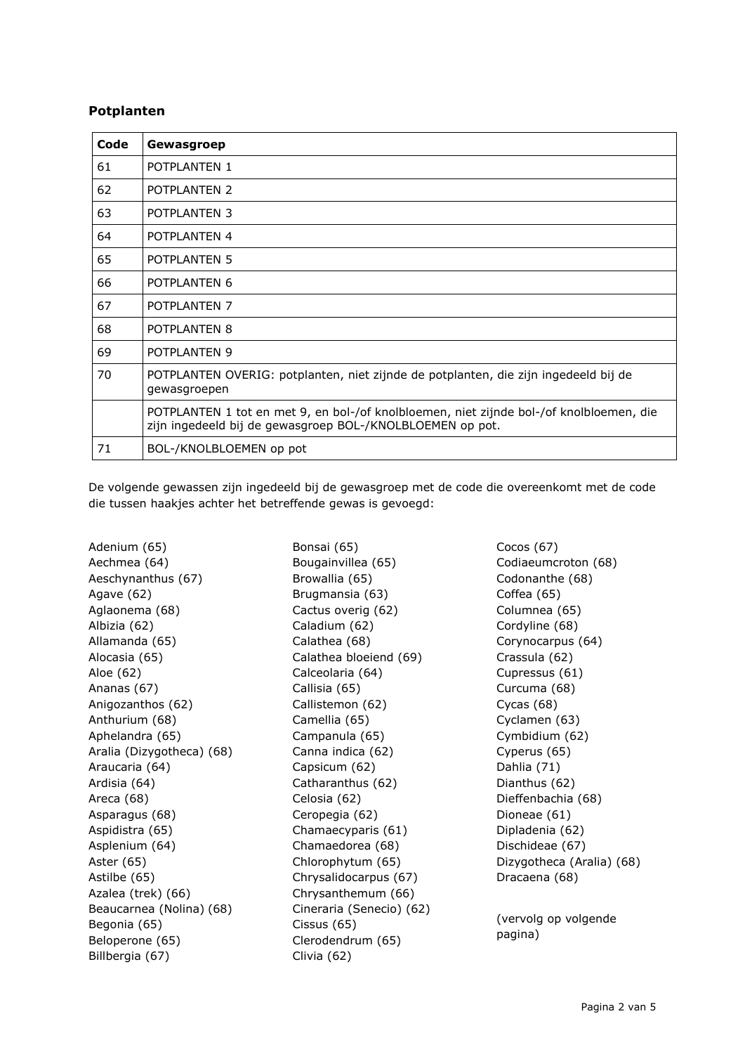## Potplanten

| Code | Gewasgroep |
|---|---|
| 61 | POTPLANTEN 1 |
| 62 | POTPLANTEN 2 |
| 63 | POTPLANTEN 3 |
| 64 | POTPLANTEN 4 |
| 65 | POTPLANTEN 5 |
| 66 | POTPLANTEN 6 |
| 67 | POTPLANTEN 7 |
| 68 | POTPLANTEN 8 |
| 69 | POTPLANTEN 9 |
| 70 | POTPLANTEN OVERIG: potplanten, niet zijnde de potplanten, die zijn ingedeeld bij de gewasgroepen |
| | POTPLANTEN 1 tot en met 9, en bol-/of knolbloemen, niet zijnde bol-/of knolbloemen, die zijn ingedeeld bij de gewasgroep BOL-/KNOLBLOEMEN op pot. |
| 71 | BOL-/KNOLBLOEMEN op pot |

De volgende gewassen zijn ingedeeld bij de gewasgroep met de code die overeenkomt met de code die tussen haakjes achter het betreffende gewas is gevoegd:

Adenium (65)
Aechmea (64)
Aeschynanthus (67)
Agave (62)
Aglaonema (68)
Albizia (62)
Allamanda (65)
Alocasia (65)
Aloe (62)
Ananas (67)
Anigozanthos (62)
Anthurium (68)
Aphelandra (65)
Aralia (Dizygotheca) (68)
Araucaria (64)
Ardisia (64)
Areca (68)
Asparagus (68)
Aspidistra (65)
Asplenium (64)
Aster (65)
Astilbe (65)
Azalea (trek) (66)
Beaucarnea (Nolina) (68)
Begonia (65)
Beloperone (65)
Billbergia (67)
Bonsai (65)
Bougainvillea (65)
Browallia (65)
Brugmansia (63)
Cactus overig (62)
Caladium (62)
Calathea (68)
Calathea bloeiend (69)
Calceolaria (64)
Callisia (65)
Callistemon (62)
Camellia (65)
Campanula (65)
Canna indica (62)
Capsicum (62)
Catharanthus (62)
Celosia (62)
Ceropegia (62)
Chamaecyparis (61)
Chamaedorea (68)
Chlorophytum (65)
Chrysalidocarpus (67)
Chrysanthemum (66)
Cineraria (Senecio) (62)
Cissus (65)
Clerodendrum (65)
Clivia (62)
Cocos (67)
Codiaeumcroton (68)
Codonanthe (68)
Coffea (65)
Columnea (65)
Cordyline (68)
Corynocarpus (64)
Crassula (62)
Cupressus (61)
Curcuma (68)
Cycas (68)
Cyclamen (63)
Cymbidium (62)
Cyperus (65)
Dahlia (71)
Dianthus (62)
Dieffenbachia (68)
Dioneae (61)
Dipladenia (62)
Dischideae (67)
Dizygotheca (Aralia) (68)
Dracaena (68)

(vervolg op volgende pagina)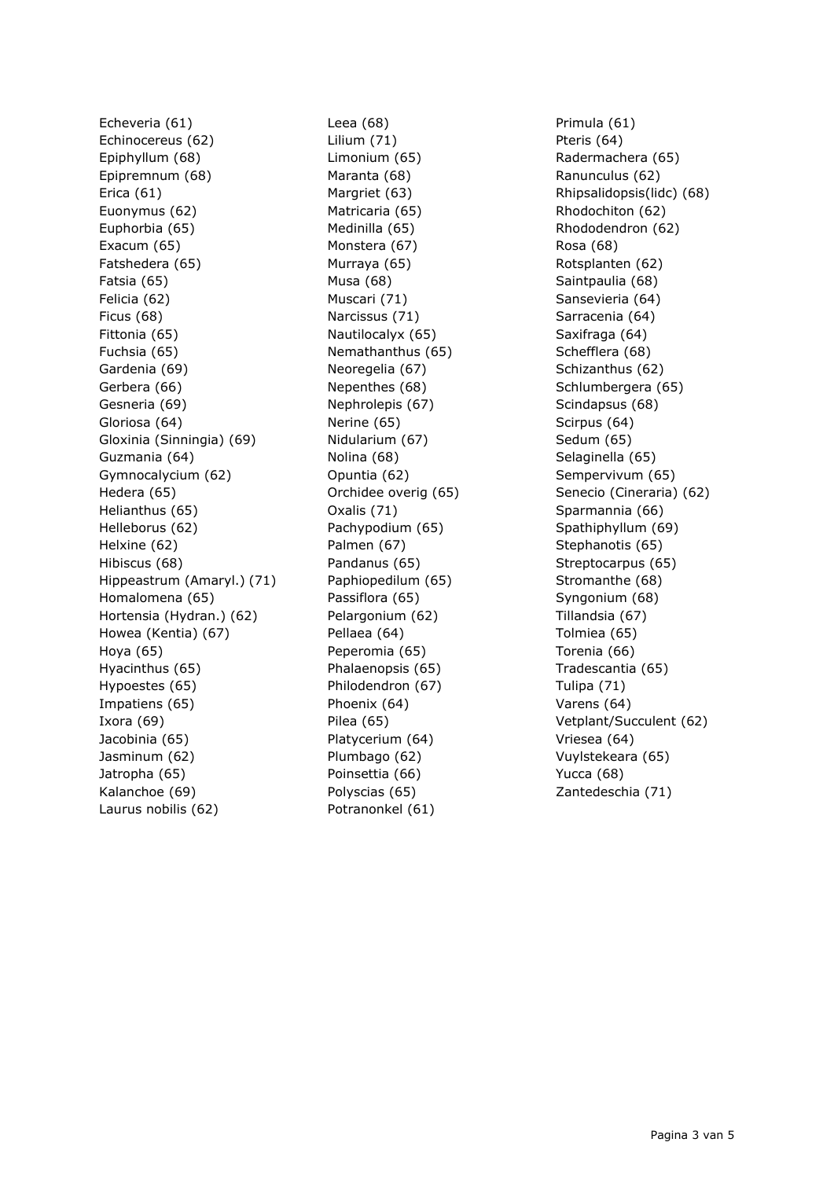Echeveria (61)
Echinocereus (62)
Epiphyllum (68)
Epipremnum (68)
Erica (61)
Euonymus (62)
Euphorbia (65)
Exacum (65)
Fatshedera (65)
Fatsia (65)
Felicia (62)
Ficus (68)
Fittonia (65)
Fuchsia (65)
Gardenia (69)
Gerbera (66)
Gesneria (69)
Gloriosa (64)
Gloxinia (Sinningia) (69)
Guzmania (64)
Gymnocalycium (62)
Hedera (65)
Helianthus (65)
Helleborus (62)
Helxine (62)
Hibiscus (68)
Hippeastrum (Amaryl.) (71)
Homalomena (65)
Hortensia (Hydran.) (62)
Howea (Kentia) (67)
Hoya (65)
Hyacinthus (65)
Hypoestes (65)
Impatiens (65)
Ixora (69)
Jacobinia (65)
Jasminum (62)
Jatropha (65)
Kalanchoe (69)
Laurus nobilis (62)

Leea (68)
Lilium (71)
Limonium (65)
Maranta (68)
Margriet (63)
Matricaria (65)
Medinilla (65)
Monstera (67)
Murraya (65)
Musa (68)
Muscari (71)
Narcissus (71)
Nautilocalyx (65)
Nemathanthus (65)
Neoregelia (67)
Nepenthes (68)
Nephrolepis (67)
Nerine (65)
Nidularium (67)
Nolina (68)
Opuntia (62)
Orchidee overig (65)
Oxalis (71)
Pachypodium (65)
Palmen (67)
Pandanus (65)
Paphiopedilum (65)
Passiflora (65)
Pelargonium (62)
Pellaea (64)
Peperomia (65)
Phalaenopsis (65)
Philodendron (67)
Phoenix (64)
Pilea (65)
Platycerium (64)
Plumbago (62)
Poinsettia (66)
Polyscias (65)
Potranonkel (61)

Primula (61)
Pteris (64)
Radermachera (65)
Ranunculus (62)
Rhipsalidopsis(lidc) (68)
Rhodochiton (62)
Rhododendron (62)
Rosa (68)
Rotsplanten (62)
Saintpaulia (68)
Sansevieria (64)
Sarracenia (64)
Saxifraga (64)
Schefflera (68)
Schizanthus (62)
Schlumbergera (65)
Scindapsus (68)
Scirpus (64)
Sedum (65)
Selaginella (65)
Sempervivum (65)
Senecio (Cineraria) (62)
Sparmannia (66)
Spathiphyllum (69)
Stephanotis (65)
Streptocarpus (65)
Stromanthe (68)
Syngonium (68)
Tillandsia (67)
Tolmiea (65)
Torenia (66)
Tradescantia (65)
Tulipa (71)
Varens (64)
Vetplant/Succulent (62)
Vriesea (64)
Vuylstekeara (65)
Yucca (68)
Zantedeschia (71)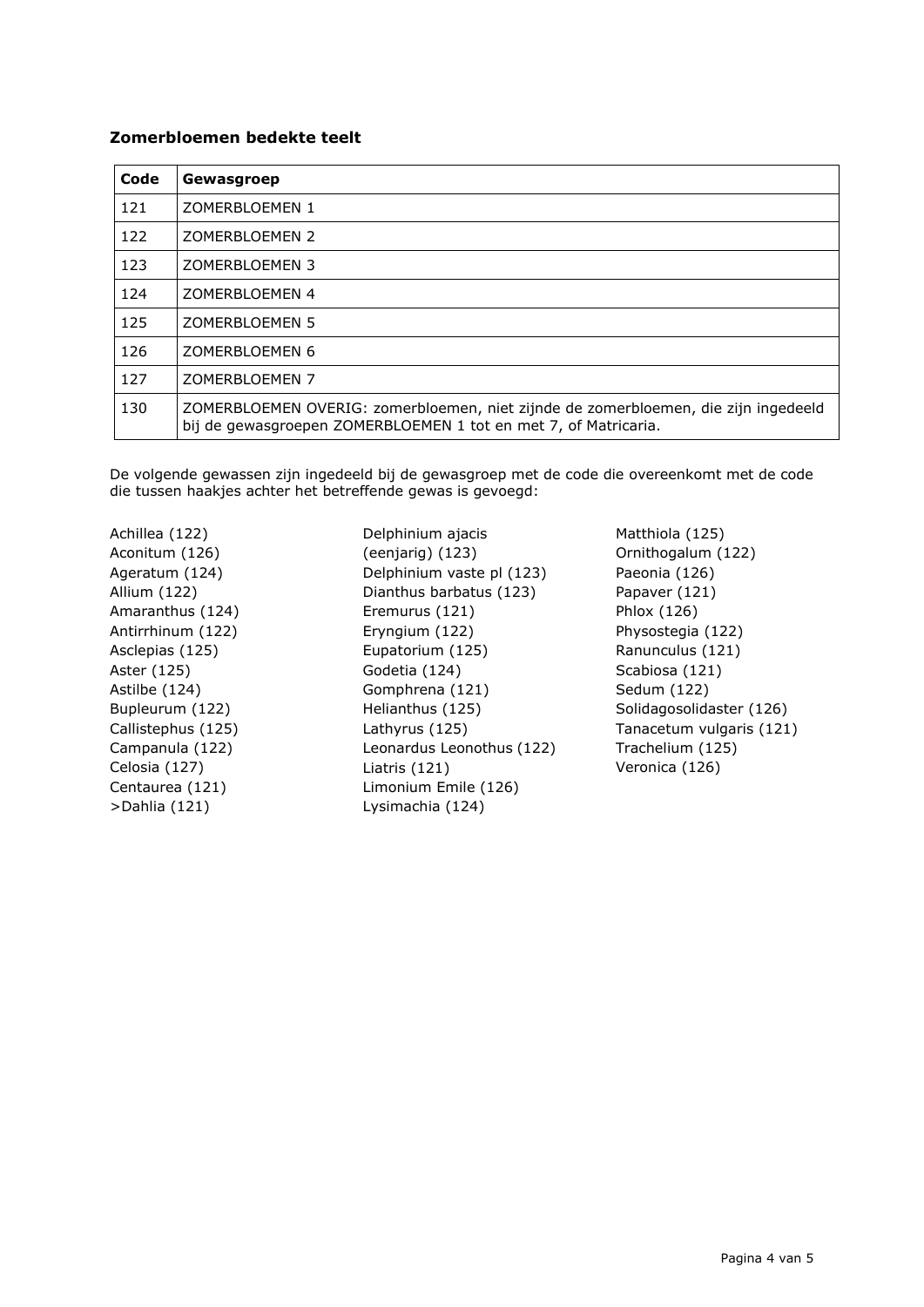**Zomerbloemen bedekte teelt**

| Code | Gewasgroep |
|---|---|
| 121 | ZOMERBLOEMEN 1 |
| 122 | ZOMERBLOEMEN 2 |
| 123 | ZOMERBLOEMEN 3 |
| 124 | ZOMERBLOEMEN 4 |
| 125 | ZOMERBLOEMEN 5 |
| 126 | ZOMERBLOEMEN 6 |
| 127 | ZOMERBLOEMEN 7 |
| 130 | ZOMERBLOEMEN OVERIG: zomerbloemen, niet zijnde de zomerbloemen, die zijn ingedeeld bij de gewasgroepen ZOMERBLOEMEN 1 tot en met 7, of Matricaria. |

De volgende gewassen zijn ingedeeld bij de gewasgroep met de code die overeenkomt met de code die tussen haakjes achter het betreffende gewas is gevoegd:

Achillea (122)
Aconitum (126)
Ageratum (124)
Allium (122)
Amaranthus (124)
Antirrhinum (122)
Asclepias (125)
Aster (125)
Astilbe (124)
Bupleurum (122)
Callistephus (125)
Campanula (122)
Celosia (127)
Centaurea (121)
>Dahlia (121)
Delphinium ajacis (eenjarig) (123)
Delphinium vaste pl (123)
Dianthus barbatus (123)
Eremurus (121)
Eryngium (122)
Eupatorium (125)
Godetia (124)
Gomphrena (121)
Helianthus (125)
Lathyrus (125)
Leonardus Leonothus (122)
Liatris (121)
Limonium Emile (126)
Lysimachia (124)
Matthiola (125)
Ornithogalum (122)
Paeonia (126)
Papaver (121)
Phlox (126)
Physostegia (122)
Ranunculus (121)
Scabiosa (121)
Sedum (122)
Solidagosolidaster (126)
Tanacetum vulgaris (121)
Trachelium (125)
Veronica (126)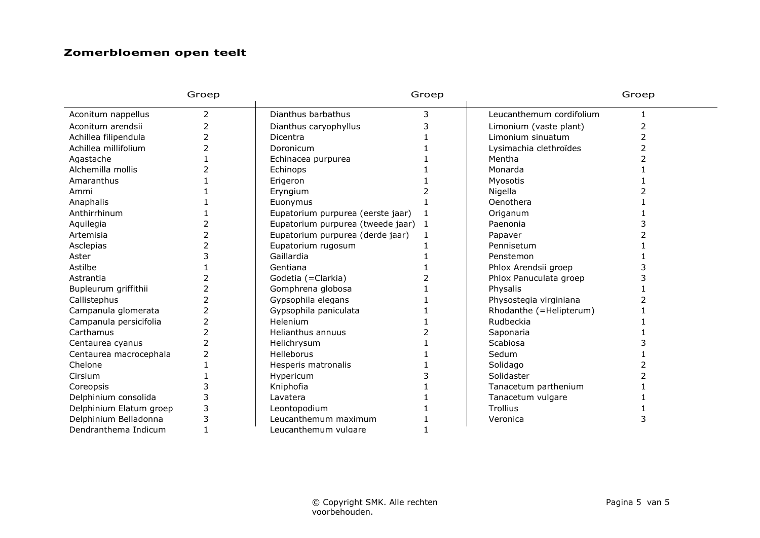## Zomerbloemen open teelt

| | Groep | | Groep | | Groep |
|---|---|---|---|---|---|
| Aconitum nappellus | 2 | Dianthus barbathus | 3 | Leucanthemum cordifolium | 1 |
| Aconitum arendsii | 2 | Dianthus caryophyllus | 3 | Limonium (vaste plant) | 2 |
| Achillea filipendula | 2 | Dicentra | 1 | Limonium sinuatum | 2 |
| Achillea millifolium | 2 | Doronicum | 1 | Lysimachia clethroïdes | 2 |
| Agastache | 1 | Echinacea purpurea | 1 | Mentha | 2 |
| Alchemilla mollis | 2 | Echinops | 1 | Monarda | 1 |
| Amaranthus | 1 | Erigeron | 1 | Myosotis | 1 |
| Ammi | 1 | Eryngium | 2 | Nigella | 2 |
| Anaphalis | 1 | Euonymus | 1 | Oenothera | 1 |
| Anthirrhinum | 1 | Eupatorium purpurea (eerste jaar) | 1 | Origanum | 1 |
| Aquilegia | 2 | Eupatorium purpurea (tweede jaar) | 1 | Paenonia | 3 |
| Artemisia | 2 | Eupatorium purpurea (derde jaar) | 1 | Papaver | 2 |
| Asclepias | 2 | Eupatorium rugosum | 1 | Pennisetum | 1 |
| Aster | 3 | Gaillardia | 1 | Penstemon | 1 |
| Astilbe | 1 | Gentiana | 1 | Phlox Arendsii groep | 3 |
| Astrantia | 2 | Godetia (=Clarkia) | 2 | Phlox Panuculata groep | 3 |
| Bupleurum griffithii | 2 | Gomphrena globosa | 1 | Physalis | 1 |
| Callistephus | 2 | Gypsophila elegans | 1 | Physostegia virginiana | 2 |
| Campanula glomerata | 2 | Gypsophila paniculata | 1 | Rhodanthe (=Helipterum) | 1 |
| Campanula persicifolia | 2 | Helenium | 1 | Rudbeckia | 1 |
| Carthamus | 2 | Helianthus annuus | 2 | Saponaria | 1 |
| Centaurea cyanus | 2 | Helichrysum | 1 | Scabiosa | 3 |
| Centaurea macrocephala | 2 | Helleborus | 1 | Sedum | 1 |
| Chelone | 1 | Hesperis matronalis | 1 | Solidago | 2 |
| Cirsium | 1 | Hypericum | 3 | Solidaster | 2 |
| Coreopsis | 3 | Kniphofia | 1 | Tanacetum parthenium | 1 |
| Delphinium consolida | 3 | Lavatera | 1 | Tanacetum vulgare | 1 |
| Delphinium Elatum groep | 3 | Leontopodium | 1 | Trollius | 1 |
| Delphinium Belladonna | 3 | Leucanthemum maximum | 1 | Veronica | 3 |
| Dendranthema Indicum | 1 | Leucanthemum vulgare | 1 | | |

© Copyright SMK. Alle rechten voorbehouden.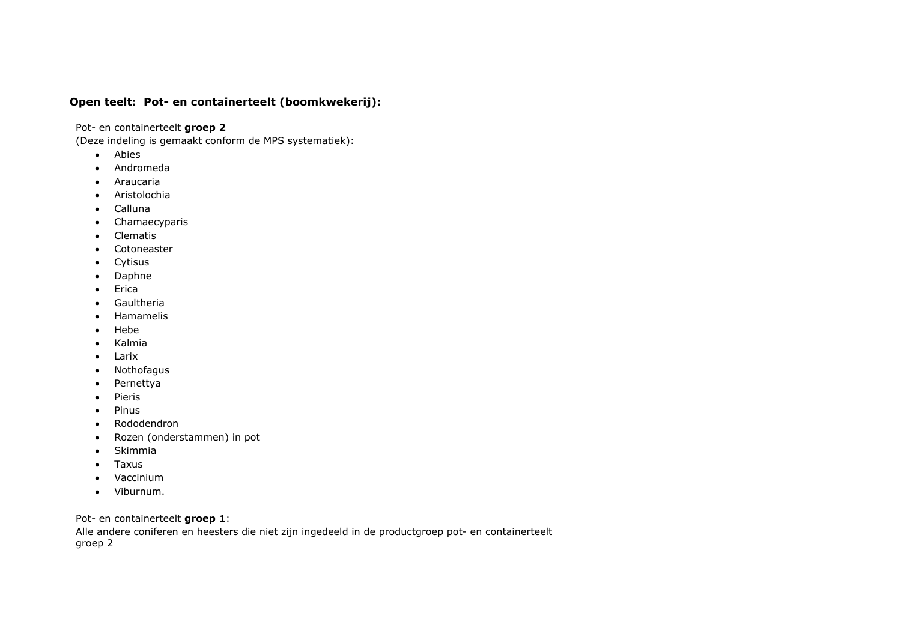**Open teelt: Pot- en containerteelt (boomkwekerij):**

Pot- en containerteelt **groep 2**
(Deze indeling is gemaakt conform de MPS systematiek):

- Abies
- Andromeda
- Araucaria
- Aristolochia
- Calluna
- Chamaecyparis
- Clematis
- Cotoneaster
- Cytisus
- Daphne
- Erica
- Gaultheria
- Hamamelis
- Hebe
- Kalmia
- Larix
- Nothofagus
- Pernettya
- Pieris
- Pinus
- Rododendron
- Rozen (onderstammen) in pot
- Skimmia
- Taxus
- Vaccinium
- Viburnum.

Pot- en containerteelt **groep 1**:
Alle andere coniferen en heesters die niet zijn ingedeeld in de productgroep pot- en containerteelt groep 2